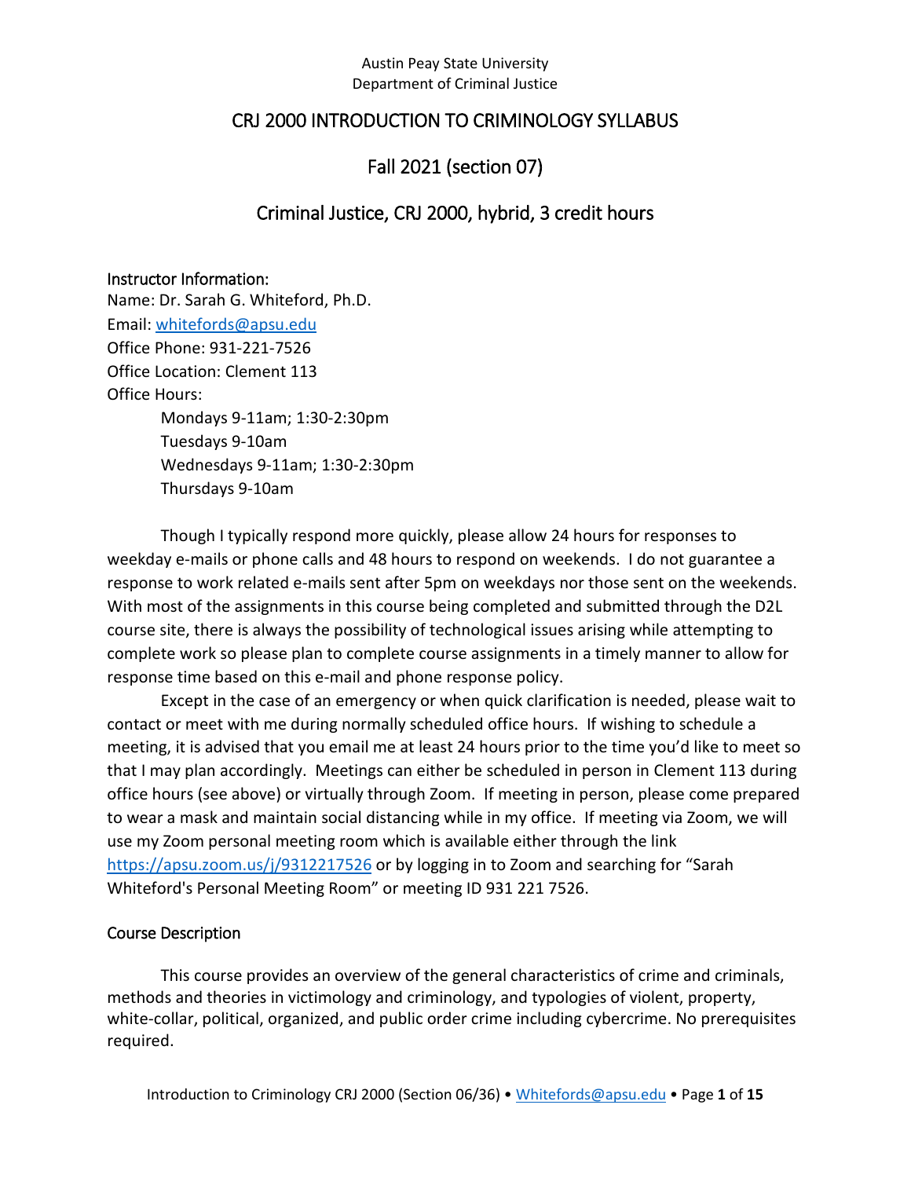Austin Peay State University
Department of Criminal Justice

# CRJ 2000 INTRODUCTION TO CRIMINOLOGY SYLLABUS

## Fall 2021 (section 07)

## Criminal Justice, CRJ 2000, hybrid, 3 credit hours

### Instructor Information:

Name: Dr. Sarah G. Whiteford, Ph.D.
Email: whitefords@apsu.edu
Office Phone: 931-221-7526
Office Location: Clement 113
Office Hours:

- Mondays 9-11am; 1:30-2:30pm
- Tuesdays 9-10am
- Wednesdays 9-11am; 1:30-2:30pm
- Thursdays 9-10am

Though I typically respond more quickly, please allow 24 hours for responses to weekday e-mails or phone calls and 48 hours to respond on weekends. I do not guarantee a response to work related e-mails sent after 5pm on weekdays nor those sent on the weekends. With most of the assignments in this course being completed and submitted through the D2L course site, there is always the possibility of technological issues arising while attempting to complete work so please plan to complete course assignments in a timely manner to allow for response time based on this e-mail and phone response policy.

Except in the case of an emergency or when quick clarification is needed, please wait to contact or meet with me during normally scheduled office hours. If wishing to schedule a meeting, it is advised that you email me at least 24 hours prior to the time you'd like to meet so that I may plan accordingly. Meetings can either be scheduled in person in Clement 113 during office hours (see above) or virtually through Zoom. If meeting in person, please come prepared to wear a mask and maintain social distancing while in my office. If meeting via Zoom, we will use my Zoom personal meeting room which is available either through the link https://apsu.zoom.us/j/9312217526 or by logging in to Zoom and searching for "Sarah Whiteford's Personal Meeting Room" or meeting ID 931 221 7526.

### Course Description

This course provides an overview of the general characteristics of crime and criminals, methods and theories in victimology and criminology, and typologies of violent, property, white-collar, political, organized, and public order crime including cybercrime. No prerequisites required.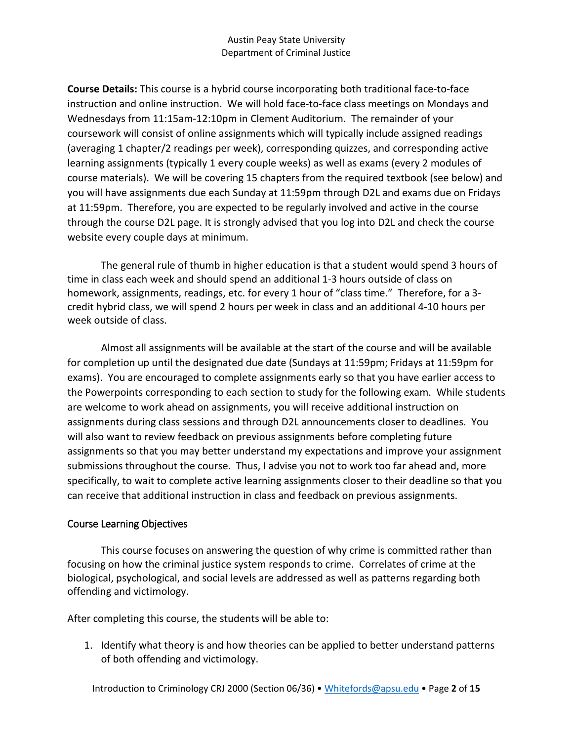**Course Details:** This course is a hybrid course incorporating both traditional face-to-face instruction and online instruction. We will hold face-to-face class meetings on Mondays and Wednesdays from 11:15am-12:10pm in Clement Auditorium. The remainder of your coursework will consist of online assignments which will typically include assigned readings (averaging 1 chapter/2 readings per week), corresponding quizzes, and corresponding active learning assignments (typically 1 every couple weeks) as well as exams (every 2 modules of course materials). We will be covering 15 chapters from the required textbook (see below) and you will have assignments due each Sunday at 11:59pm through D2L and exams due on Fridays at 11:59pm. Therefore, you are expected to be regularly involved and active in the course through the course D2L page. It is strongly advised that you log into D2L and check the course website every couple days at minimum.

The general rule of thumb in higher education is that a student would spend 3 hours of time in class each week and should spend an additional 1-3 hours outside of class on homework, assignments, readings, etc. for every 1 hour of "class time." Therefore, for a 3-credit hybrid class, we will spend 2 hours per week in class and an additional 4-10 hours per week outside of class.

Almost all assignments will be available at the start of the course and will be available for completion up until the designated due date (Sundays at 11:59pm; Fridays at 11:59pm for exams). You are encouraged to complete assignments early so that you have earlier access to the Powerpoints corresponding to each section to study for the following exam. While students are welcome to work ahead on assignments, you will receive additional instruction on assignments during class sessions and through D2L announcements closer to deadlines. You will also want to review feedback on previous assignments before completing future assignments so that you may better understand my expectations and improve your assignment submissions throughout the course. Thus, I advise you not to work too far ahead and, more specifically, to wait to complete active learning assignments closer to their deadline so that you can receive that additional instruction in class and feedback on previous assignments.

## Course Learning Objectives

This course focuses on answering the question of why crime is committed rather than focusing on how the criminal justice system responds to crime. Correlates of crime at the biological, psychological, and social levels are addressed as well as patterns regarding both offending and victimology.

After completing this course, the students will be able to:

1. Identify what theory is and how theories can be applied to better understand patterns of both offending and victimology.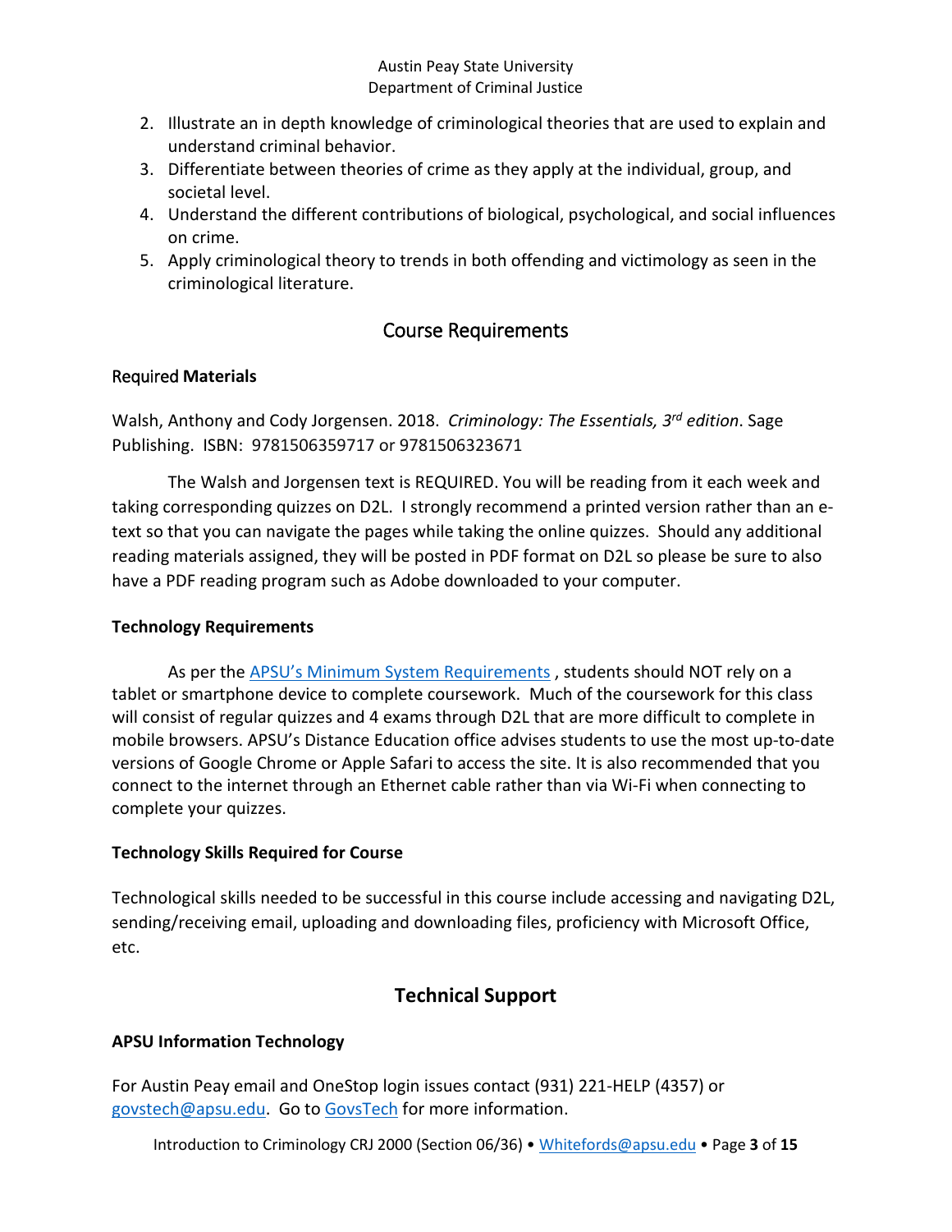2. Illustrate an in depth knowledge of criminological theories that are used to explain and understand criminal behavior.
3. Differentiate between theories of crime as they apply at the individual, group, and societal level.
4. Understand the different contributions of biological, psychological, and social influences on crime.
5. Apply criminological theory to trends in both offending and victimology as seen in the criminological literature.

## Course Requirements

### Required Materials

Walsh, Anthony and Cody Jorgensen. 2018. *Criminology: The Essentials, 3rd edition*. Sage Publishing. ISBN: 9781506359717 or 9781506323671

The Walsh and Jorgensen text is REQUIRED. You will be reading from it each week and taking corresponding quizzes on D2L. I strongly recommend a printed version rather than an e-text so that you can navigate the pages while taking the online quizzes. Should any additional reading materials assigned, they will be posted in PDF format on D2L so please be sure to also have a PDF reading program such as Adobe downloaded to your computer.

### Technology Requirements

As per the [APSU's Minimum System Requirements](), students should NOT rely on a tablet or smartphone device to complete coursework. Much of the coursework for this class will consist of regular quizzes and 4 exams through D2L that are more difficult to complete in mobile browsers. APSU's Distance Education office advises students to use the most up-to-date versions of Google Chrome or Apple Safari to access the site. It is also recommended that you connect to the internet through an Ethernet cable rather than via Wi-Fi when connecting to complete your quizzes.

### Technology Skills Required for Course

Technological skills needed to be successful in this course include accessing and navigating D2L, sending/receiving email, uploading and downloading files, proficiency with Microsoft Office, etc.

## Technical Support

### APSU Information Technology

For Austin Peay email and OneStop login issues contact (931) 221-HELP (4357) or govstech@apsu.edu. Go to [GovsTech]() for more information.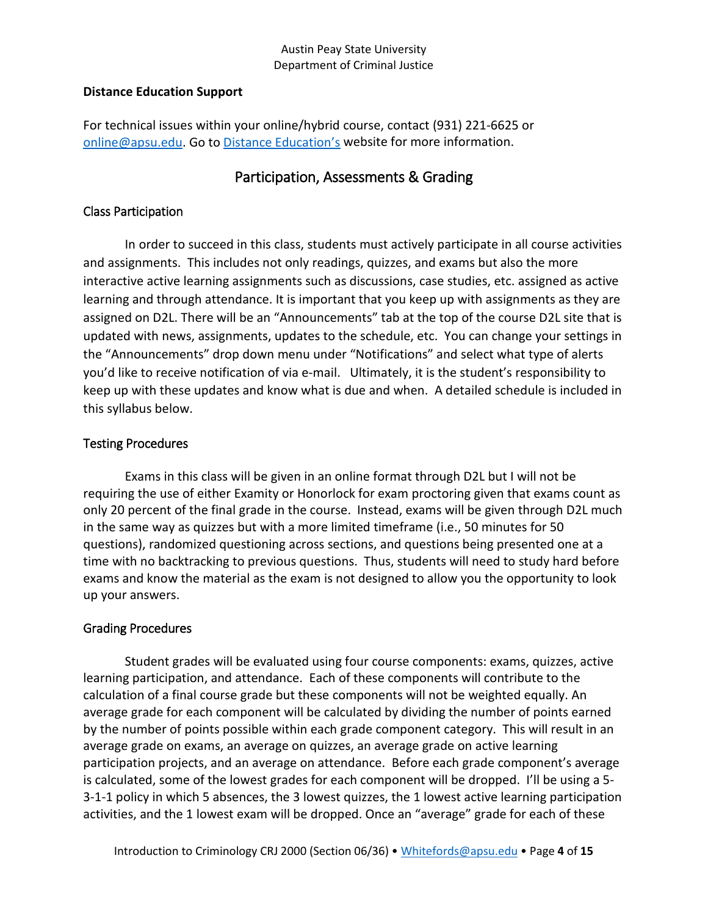**Distance Education Support**

For technical issues within your online/hybrid course, contact (931) 221-6625 or [online@apsu.edu](mailto:online@apsu.edu). Go to [Distance Education's](#) website for more information.

## Participation, Assessments & Grading

### Class Participation

In order to succeed in this class, students must actively participate in all course activities and assignments. This includes not only readings, quizzes, and exams but also the more interactive active learning assignments such as discussions, case studies, etc. assigned as active learning and through attendance. It is important that you keep up with assignments as they are assigned on D2L. There will be an "Announcements" tab at the top of the course D2L site that is updated with news, assignments, updates to the schedule, etc. You can change your settings in the "Announcements" drop down menu under "Notifications" and select what type of alerts you'd like to receive notification of via e-mail. Ultimately, it is the student's responsibility to keep up with these updates and know what is due and when. A detailed schedule is included in this syllabus below.

### Testing Procedures

Exams in this class will be given in an online format through D2L but I will not be requiring the use of either Examity or Honorlock for exam proctoring given that exams count as only 20 percent of the final grade in the course. Instead, exams will be given through D2L much in the same way as quizzes but with a more limited timeframe (i.e., 50 minutes for 50 questions), randomized questioning across sections, and questions being presented one at a time with no backtracking to previous questions. Thus, students will need to study hard before exams and know the material as the exam is not designed to allow you the opportunity to look up your answers.

### Grading Procedures

Student grades will be evaluated using four course components: exams, quizzes, active learning participation, and attendance. Each of these components will contribute to the calculation of a final course grade but these components will not be weighted equally. An average grade for each component will be calculated by dividing the number of points earned by the number of points possible within each grade component category. This will result in an average grade on exams, an average on quizzes, an average grade on active learning participation projects, and an average on attendance. Before each grade component's average is calculated, some of the lowest grades for each component will be dropped. I'll be using a 5-3-1-1 policy in which 5 absences, the 3 lowest quizzes, the 1 lowest active learning participation activities, and the 1 lowest exam will be dropped. Once an "average" grade for each of these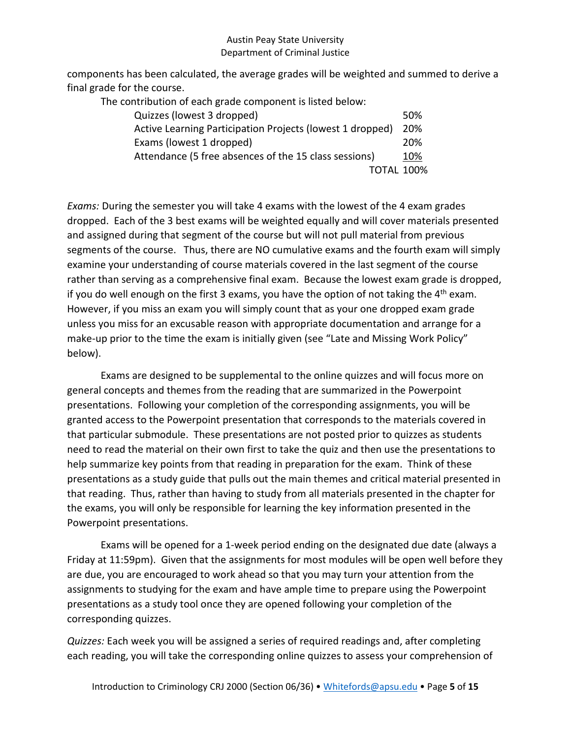components has been calculated, the average grades will be weighted and summed to derive a final grade for the course.

The contribution of each grade component is listed below:

| Component | Weight |
|---|---|
| Quizzes (lowest 3 dropped) | 50% |
| Active Learning Participation Projects (lowest 1 dropped) | 20% |
| Exams (lowest 1 dropped) | 20% |
| Attendance (5 free absences of the 15 class sessions) | 10% |
| TOTAL | 100% |

*Exams:* During the semester you will take 4 exams with the lowest of the 4 exam grades dropped. Each of the 3 best exams will be weighted equally and will cover materials presented and assigned during that segment of the course but will not pull material from previous segments of the course. Thus, there are NO cumulative exams and the fourth exam will simply examine your understanding of course materials covered in the last segment of the course rather than serving as a comprehensive final exam. Because the lowest exam grade is dropped, if you do well enough on the first 3 exams, you have the option of not taking the 4th exam. However, if you miss an exam you will simply count that as your one dropped exam grade unless you miss for an excusable reason with appropriate documentation and arrange for a make-up prior to the time the exam is initially given (see "Late and Missing Work Policy" below).

Exams are designed to be supplemental to the online quizzes and will focus more on general concepts and themes from the reading that are summarized in the Powerpoint presentations. Following your completion of the corresponding assignments, you will be granted access to the Powerpoint presentation that corresponds to the materials covered in that particular submodule. These presentations are not posted prior to quizzes as students need to read the material on their own first to take the quiz and then use the presentations to help summarize key points from that reading in preparation for the exam. Think of these presentations as a study guide that pulls out the main themes and critical material presented in that reading. Thus, rather than having to study from all materials presented in the chapter for the exams, you will only be responsible for learning the key information presented in the Powerpoint presentations.

Exams will be opened for a 1-week period ending on the designated due date (always a Friday at 11:59pm). Given that the assignments for most modules will be open well before they are due, you are encouraged to work ahead so that you may turn your attention from the assignments to studying for the exam and have ample time to prepare using the Powerpoint presentations as a study tool once they are opened following your completion of the corresponding quizzes.

*Quizzes:* Each week you will be assigned a series of required readings and, after completing each reading, you will take the corresponding online quizzes to assess your comprehension of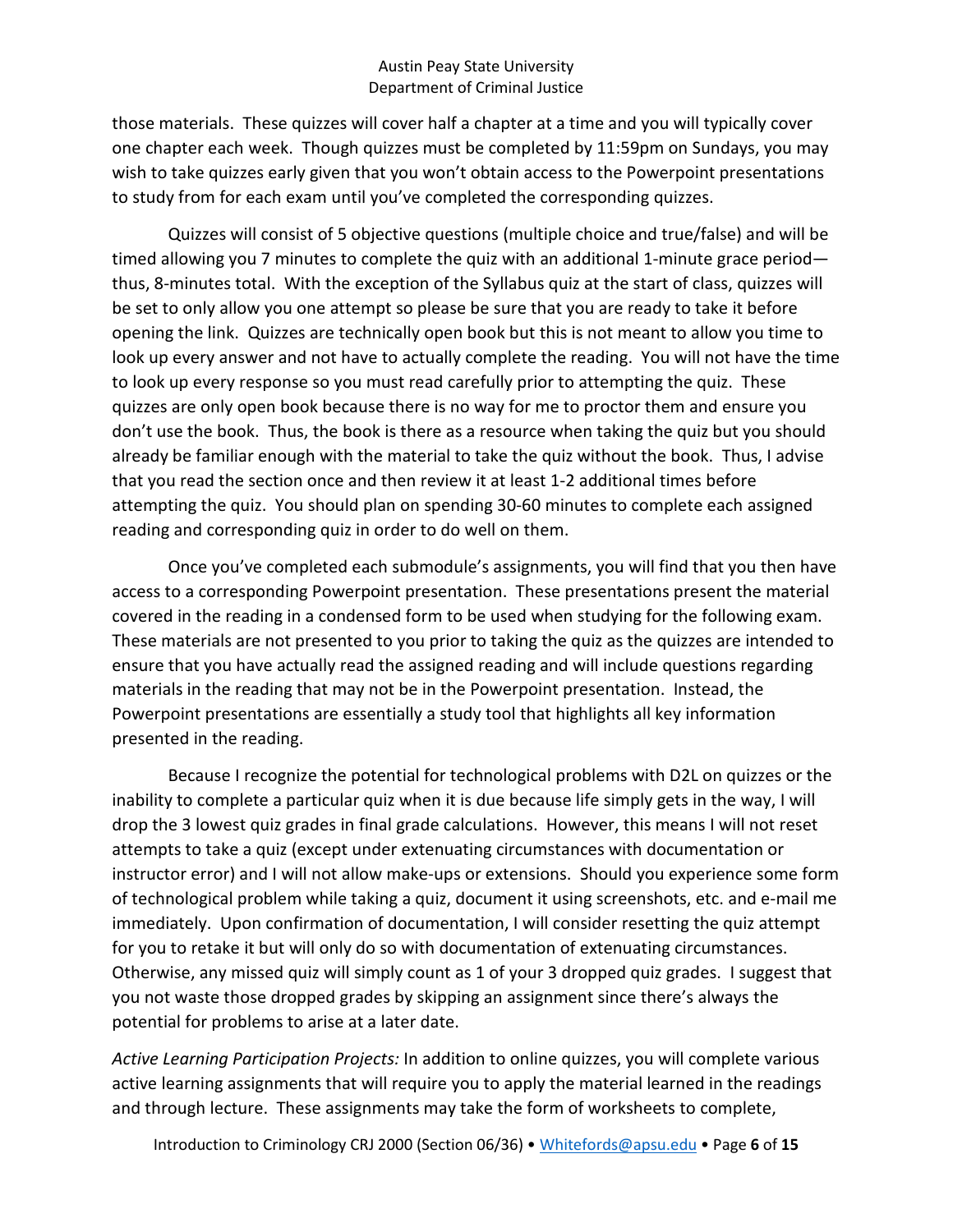those materials. These quizzes will cover half a chapter at a time and you will typically cover one chapter each week. Though quizzes must be completed by 11:59pm on Sundays, you may wish to take quizzes early given that you won't obtain access to the Powerpoint presentations to study from for each exam until you've completed the corresponding quizzes.

Quizzes will consist of 5 objective questions (multiple choice and true/false) and will be timed allowing you 7 minutes to complete the quiz with an additional 1-minute grace period—thus, 8-minutes total. With the exception of the Syllabus quiz at the start of class, quizzes will be set to only allow you one attempt so please be sure that you are ready to take it before opening the link. Quizzes are technically open book but this is not meant to allow you time to look up every answer and not have to actually complete the reading. You will not have the time to look up every response so you must read carefully prior to attempting the quiz. These quizzes are only open book because there is no way for me to proctor them and ensure you don't use the book. Thus, the book is there as a resource when taking the quiz but you should already be familiar enough with the material to take the quiz without the book. Thus, I advise that you read the section once and then review it at least 1-2 additional times before attempting the quiz. You should plan on spending 30-60 minutes to complete each assigned reading and corresponding quiz in order to do well on them.

Once you've completed each submodule's assignments, you will find that you then have access to a corresponding Powerpoint presentation. These presentations present the material covered in the reading in a condensed form to be used when studying for the following exam. These materials are not presented to you prior to taking the quiz as the quizzes are intended to ensure that you have actually read the assigned reading and will include questions regarding materials in the reading that may not be in the Powerpoint presentation. Instead, the Powerpoint presentations are essentially a study tool that highlights all key information presented in the reading.

Because I recognize the potential for technological problems with D2L on quizzes or the inability to complete a particular quiz when it is due because life simply gets in the way, I will drop the 3 lowest quiz grades in final grade calculations. However, this means I will not reset attempts to take a quiz (except under extenuating circumstances with documentation or instructor error) and I will not allow make-ups or extensions. Should you experience some form of technological problem while taking a quiz, document it using screenshots, etc. and e-mail me immediately. Upon confirmation of documentation, I will consider resetting the quiz attempt for you to retake it but will only do so with documentation of extenuating circumstances. Otherwise, any missed quiz will simply count as 1 of your 3 dropped quiz grades. I suggest that you not waste those dropped grades by skipping an assignment since there's always the potential for problems to arise at a later date.

*Active Learning Participation Projects:* In addition to online quizzes, you will complete various active learning assignments that will require you to apply the material learned in the readings and through lecture. These assignments may take the form of worksheets to complete,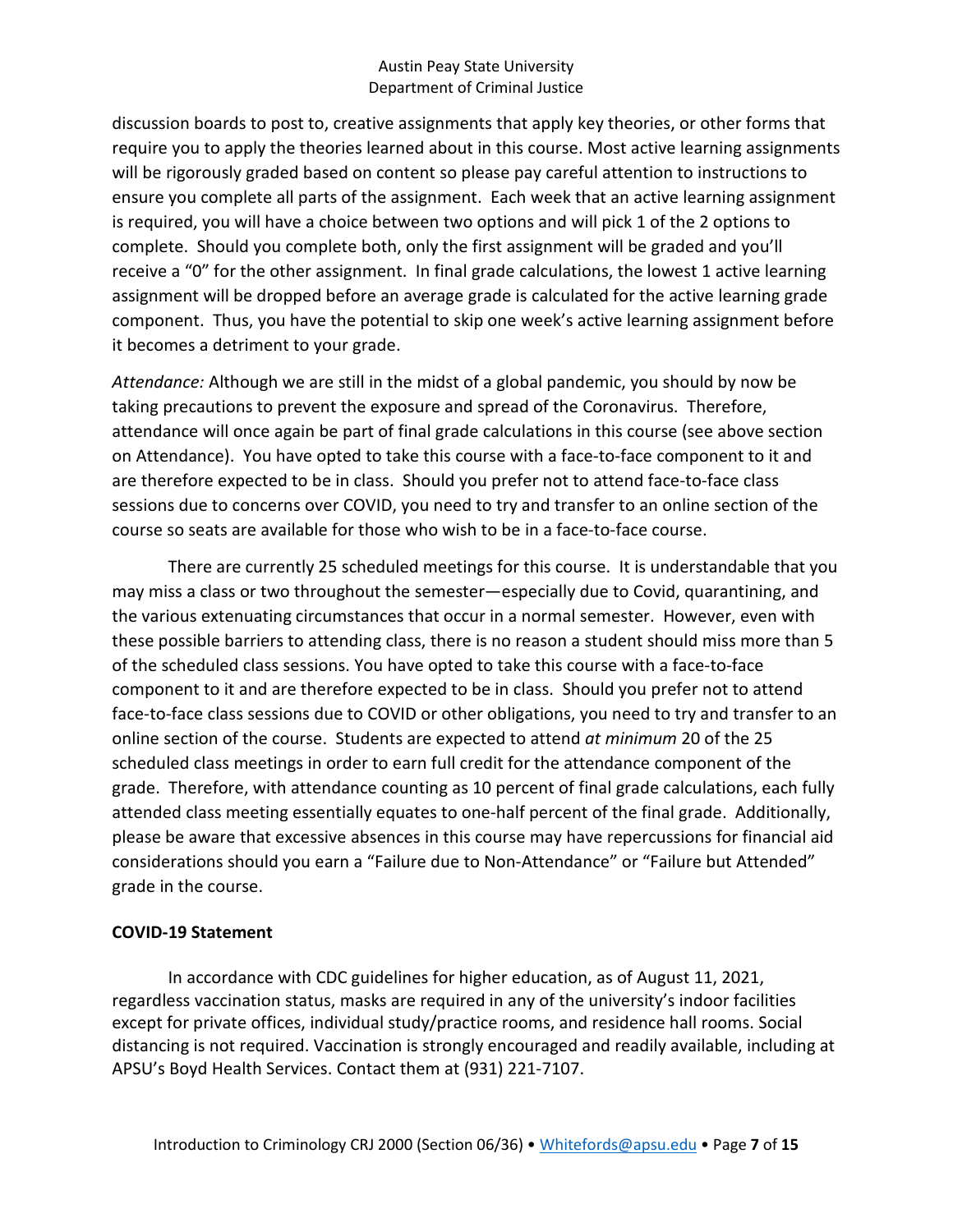discussion boards to post to, creative assignments that apply key theories, or other forms that require you to apply the theories learned about in this course. Most active learning assignments will be rigorously graded based on content so please pay careful attention to instructions to ensure you complete all parts of the assignment. Each week that an active learning assignment is required, you will have a choice between two options and will pick 1 of the 2 options to complete. Should you complete both, only the first assignment will be graded and you'll receive a "0" for the other assignment. In final grade calculations, the lowest 1 active learning assignment will be dropped before an average grade is calculated for the active learning grade component. Thus, you have the potential to skip one week's active learning assignment before it becomes a detriment to your grade.

*Attendance:* Although we are still in the midst of a global pandemic, you should by now be taking precautions to prevent the exposure and spread of the Coronavirus. Therefore, attendance will once again be part of final grade calculations in this course (see above section on Attendance). You have opted to take this course with a face-to-face component to it and are therefore expected to be in class. Should you prefer not to attend face-to-face class sessions due to concerns over COVID, you need to try and transfer to an online section of the course so seats are available for those who wish to be in a face-to-face course.

There are currently 25 scheduled meetings for this course. It is understandable that you may miss a class or two throughout the semester—especially due to Covid, quarantining, and the various extenuating circumstances that occur in a normal semester. However, even with these possible barriers to attending class, there is no reason a student should miss more than 5 of the scheduled class sessions. You have opted to take this course with a face-to-face component to it and are therefore expected to be in class. Should you prefer not to attend face-to-face class sessions due to COVID or other obligations, you need to try and transfer to an online section of the course. Students are expected to attend *at minimum* 20 of the 25 scheduled class meetings in order to earn full credit for the attendance component of the grade. Therefore, with attendance counting as 10 percent of final grade calculations, each fully attended class meeting essentially equates to one-half percent of the final grade. Additionally, please be aware that excessive absences in this course may have repercussions for financial aid considerations should you earn a "Failure due to Non-Attendance" or "Failure but Attended" grade in the course.

**COVID-19 Statement**

In accordance with CDC guidelines for higher education, as of August 11, 2021, regardless vaccination status, masks are required in any of the university's indoor facilities except for private offices, individual study/practice rooms, and residence hall rooms. Social distancing is not required. Vaccination is strongly encouraged and readily available, including at APSU's Boyd Health Services. Contact them at (931) 221-7107.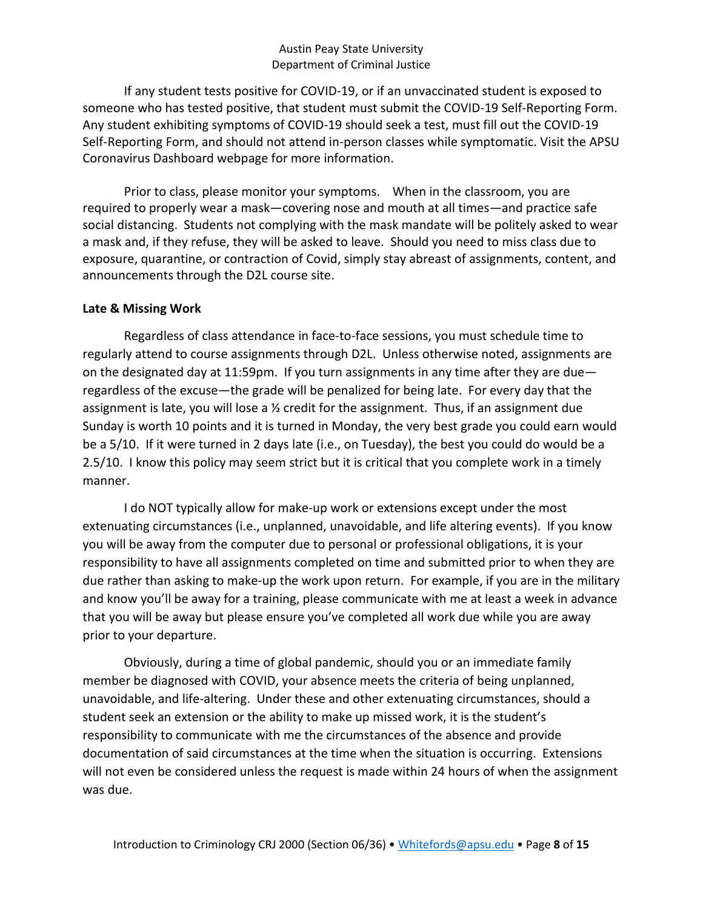If any student tests positive for COVID-19, or if an unvaccinated student is exposed to someone who has tested positive, that student must submit the COVID-19 Self-Reporting Form. Any student exhibiting symptoms of COVID-19 should seek a test, must fill out the COVID-19 Self-Reporting Form, and should not attend in-person classes while symptomatic. Visit the APSU Coronavirus Dashboard webpage for more information.

Prior to class, please monitor your symptoms. When in the classroom, you are required to properly wear a mask—covering nose and mouth at all times—and practice safe social distancing. Students not complying with the mask mandate will be politely asked to wear a mask and, if they refuse, they will be asked to leave. Should you need to miss class due to exposure, quarantine, or contraction of Covid, simply stay abreast of assignments, content, and announcements through the D2L course site.

**Late & Missing Work**

Regardless of class attendance in face-to-face sessions, you must schedule time to regularly attend to course assignments through D2L. Unless otherwise noted, assignments are on the designated day at 11:59pm. If you turn assignments in any time after they are due—regardless of the excuse—the grade will be penalized for being late. For every day that the assignment is late, you will lose a ½ credit for the assignment. Thus, if an assignment due Sunday is worth 10 points and it is turned in Monday, the very best grade you could earn would be a 5/10. If it were turned in 2 days late (i.e., on Tuesday), the best you could do would be a 2.5/10. I know this policy may seem strict but it is critical that you complete work in a timely manner.

I do NOT typically allow for make-up work or extensions except under the most extenuating circumstances (i.e., unplanned, unavoidable, and life altering events). If you know you will be away from the computer due to personal or professional obligations, it is your responsibility to have all assignments completed on time and submitted prior to when they are due rather than asking to make-up the work upon return. For example, if you are in the military and know you'll be away for a training, please communicate with me at least a week in advance that you will be away but please ensure you've completed all work due while you are away prior to your departure.

Obviously, during a time of global pandemic, should you or an immediate family member be diagnosed with COVID, your absence meets the criteria of being unplanned, unavoidable, and life-altering. Under these and other extenuating circumstances, should a student seek an extension or the ability to make up missed work, it is the student's responsibility to communicate with me the circumstances of the absence and provide documentation of said circumstances at the time when the situation is occurring. Extensions will not even be considered unless the request is made within 24 hours of when the assignment was due.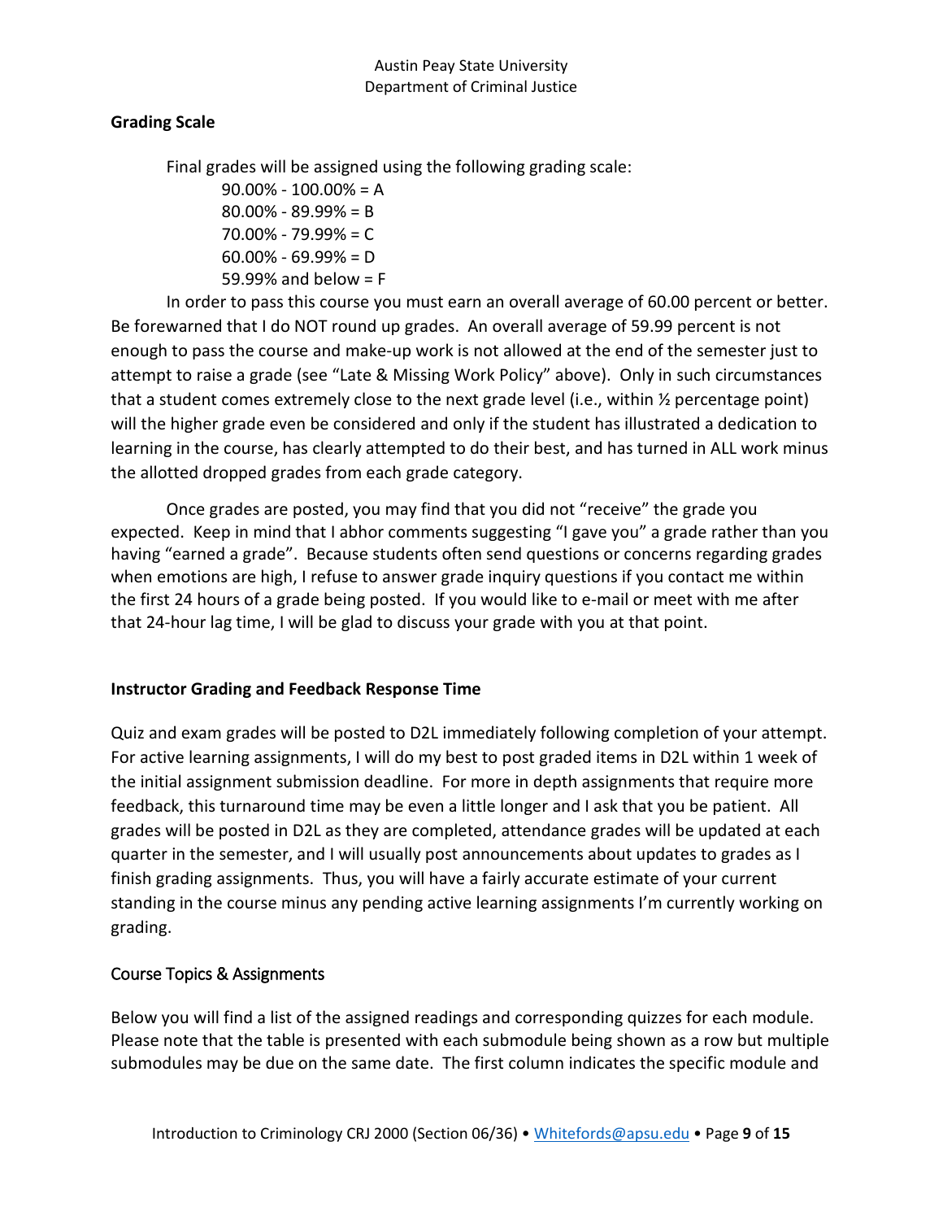## Grading Scale

Final grades will be assigned using the following grading scale:

90.00% - 100.00% = A
80.00% - 89.99% = B
70.00% - 79.99% = C
60.00% - 69.99% = D
59.99% and below = F

In order to pass this course you must earn an overall average of 60.00 percent or better. Be forewarned that I do NOT round up grades. An overall average of 59.99 percent is not enough to pass the course and make-up work is not allowed at the end of the semester just to attempt to raise a grade (see "Late & Missing Work Policy" above). Only in such circumstances that a student comes extremely close to the next grade level (i.e., within ½ percentage point) will the higher grade even be considered and only if the student has illustrated a dedication to learning in the course, has clearly attempted to do their best, and has turned in ALL work minus the allotted dropped grades from each grade category.

Once grades are posted, you may find that you did not "receive" the grade you expected. Keep in mind that I abhor comments suggesting "I gave you" a grade rather than you having "earned a grade". Because students often send questions or concerns regarding grades when emotions are high, I refuse to answer grade inquiry questions if you contact me within the first 24 hours of a grade being posted. If you would like to e-mail or meet with me after that 24-hour lag time, I will be glad to discuss your grade with you at that point.

## Instructor Grading and Feedback Response Time

Quiz and exam grades will be posted to D2L immediately following completion of your attempt. For active learning assignments, I will do my best to post graded items in D2L within 1 week of the initial assignment submission deadline. For more in depth assignments that require more feedback, this turnaround time may be even a little longer and I ask that you be patient. All grades will be posted in D2L as they are completed, attendance grades will be updated at each quarter in the semester, and I will usually post announcements about updates to grades as I finish grading assignments. Thus, you will have a fairly accurate estimate of your current standing in the course minus any pending active learning assignments I'm currently working on grading.

## Course Topics & Assignments

Below you will find a list of the assigned readings and corresponding quizzes for each module. Please note that the table is presented with each submodule being shown as a row but multiple submodules may be due on the same date. The first column indicates the specific module and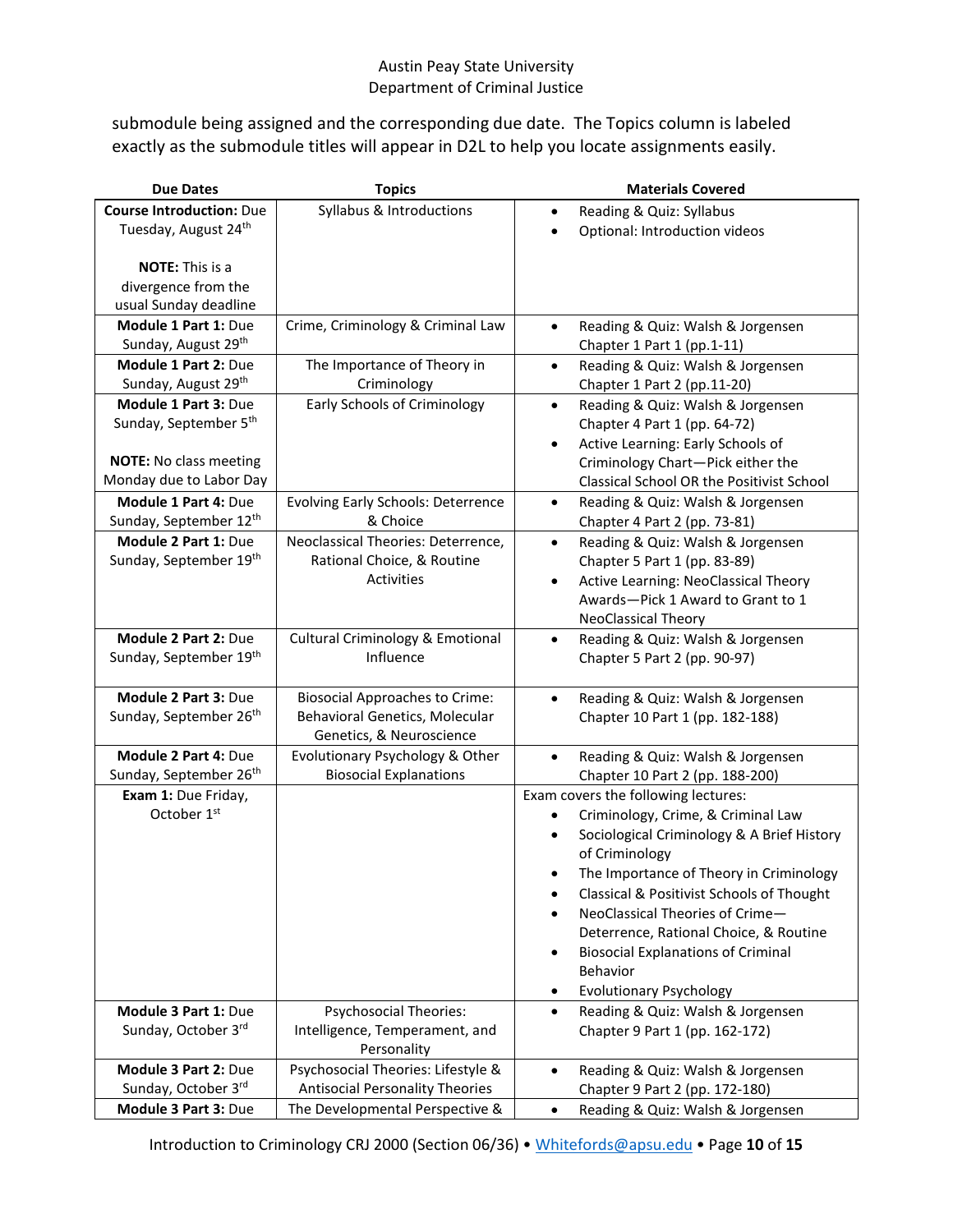submodule being assigned and the corresponding due date. The Topics column is labeled exactly as the submodule titles will appear in D2L to help you locate assignments easily.

| Due Dates | Topics | Materials Covered |
|---|---|---|
| **Course Introduction:** Due Tuesday, August 24th<br><br>**NOTE:** This is a divergence from the usual Sunday deadline | Syllabus & Introductions | • Reading & Quiz: Syllabus<br>• Optional: Introduction videos |
| **Module 1 Part 1:** Due Sunday, August 29th | Crime, Criminology & Criminal Law | • Reading & Quiz: Walsh & Jorgensen Chapter 1 Part 1 (pp.1-11) |
| **Module 1 Part 2:** Due Sunday, August 29th | The Importance of Theory in Criminology | • Reading & Quiz: Walsh & Jorgensen Chapter 1 Part 2 (pp.11-20) |
| **Module 1 Part 3:** Due Sunday, September 5th<br><br>**NOTE:** No class meeting Monday due to Labor Day | Early Schools of Criminology | • Reading & Quiz: Walsh & Jorgensen Chapter 4 Part 1 (pp. 64-72)<br>• Active Learning: Early Schools of Criminology Chart—Pick either the Classical School OR the Positivist School |
| **Module 1 Part 4:** Due Sunday, September 12th | Evolving Early Schools: Deterrence & Choice | • Reading & Quiz: Walsh & Jorgensen Chapter 4 Part 2 (pp. 73-81) |
| **Module 2 Part 1:** Due Sunday, September 19th | Neoclassical Theories: Deterrence, Rational Choice, & Routine Activities | • Reading & Quiz: Walsh & Jorgensen Chapter 5 Part 1 (pp. 83-89)<br>• Active Learning: NeoClassical Theory Awards—Pick 1 Award to Grant to 1 NeoClassical Theory |
| **Module 2 Part 2:** Due Sunday, September 19th | Cultural Criminology & Emotional Influence | • Reading & Quiz: Walsh & Jorgensen Chapter 5 Part 2 (pp. 90-97) |
| **Module 2 Part 3:** Due Sunday, September 26th | Biosocial Approaches to Crime: Behavioral Genetics, Molecular Genetics, & Neuroscience | • Reading & Quiz: Walsh & Jorgensen Chapter 10 Part 1 (pp. 182-188) |
| **Module 2 Part 4:** Due Sunday, September 26th | Evolutionary Psychology & Other Biosocial Explanations | • Reading & Quiz: Walsh & Jorgensen Chapter 10 Part 2 (pp. 188-200) |
| **Exam 1:** Due Friday, October 1st | | Exam covers the following lectures:<br>• Criminology, Crime, & Criminal Law<br>• Sociological Criminology & A Brief History of Criminology<br>• The Importance of Theory in Criminology<br>• Classical & Positivist Schools of Thought<br>• NeoClassical Theories of Crime—Deterrence, Rational Choice, & Routine<br>• Biosocial Explanations of Criminal Behavior<br>• Evolutionary Psychology |
| **Module 3 Part 1:** Due Sunday, October 3rd | Psychosocial Theories: Intelligence, Temperament, and Personality | • Reading & Quiz: Walsh & Jorgensen Chapter 9 Part 1 (pp. 162-172) |
| **Module 3 Part 2:** Due Sunday, October 3rd | Psychosocial Theories: Lifestyle & Antisocial Personality Theories | • Reading & Quiz: Walsh & Jorgensen Chapter 9 Part 2 (pp. 172-180) |
| **Module 3 Part 3:** Due | The Developmental Perspective & | • Reading & Quiz: Walsh & Jorgensen |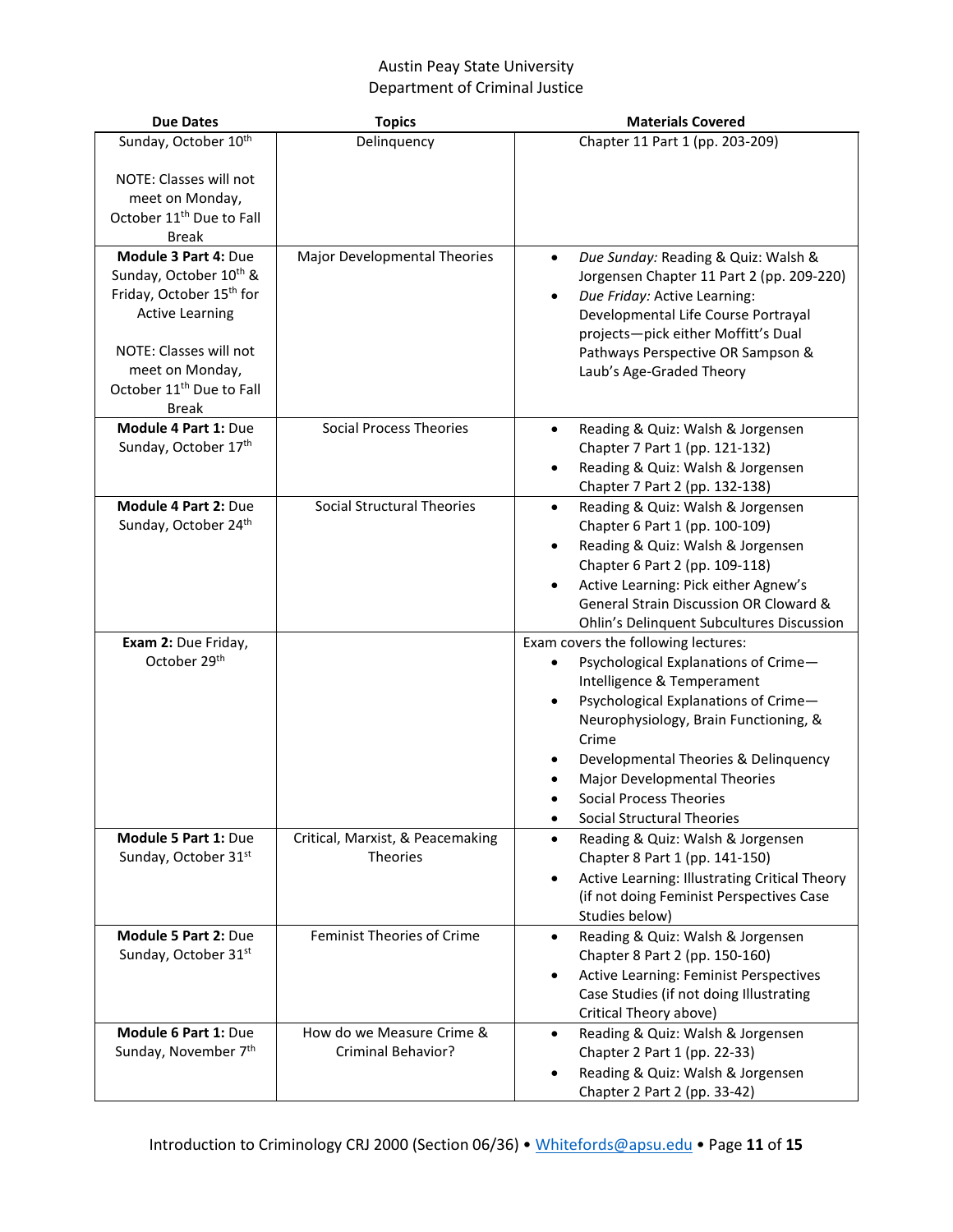Austin Peay State University
Department of Criminal Justice

| Due Dates | Topics | Materials Covered |
|---|---|---|
| Sunday, October 10th<br><br>NOTE: Classes will not meet on Monday, October 11th Due to Fall Break | Delinquency | Chapter 11 Part 1 (pp. 203-209) |
| **Module 3 Part 4:** Due Sunday, October 10th & Friday, October 15th for Active Learning<br><br>NOTE: Classes will not meet on Monday, October 11th Due to Fall Break | Major Developmental Theories | • *Due Sunday:* Reading & Quiz: Walsh & Jorgensen Chapter 11 Part 2 (pp. 209-220)<br>• *Due Friday:* Active Learning: Developmental Life Course Portrayal projects—pick either Moffitt's Dual Pathways Perspective OR Sampson & Laub's Age-Graded Theory |
| **Module 4 Part 1:** Due Sunday, October 17th | Social Process Theories | • Reading & Quiz: Walsh & Jorgensen Chapter 7 Part 1 (pp. 121-132)<br>• Reading & Quiz: Walsh & Jorgensen Chapter 7 Part 2 (pp. 132-138) |
| **Module 4 Part 2:** Due Sunday, October 24th | Social Structural Theories | • Reading & Quiz: Walsh & Jorgensen Chapter 6 Part 1 (pp. 100-109)<br>• Reading & Quiz: Walsh & Jorgensen Chapter 6 Part 2 (pp. 109-118)<br>• Active Learning: Pick either Agnew's General Strain Discussion OR Cloward & Ohlin's Delinquent Subcultures Discussion |
| **Exam 2:** Due Friday, October 29th | | Exam covers the following lectures:<br>• Psychological Explanations of Crime—Intelligence & Temperament<br>• Psychological Explanations of Crime—Neurophysiology, Brain Functioning, & Crime<br>• Developmental Theories & Delinquency<br>• Major Developmental Theories<br>• Social Process Theories<br>• Social Structural Theories |
| **Module 5 Part 1:** Due Sunday, October 31st | Critical, Marxist, & Peacemaking Theories | • Reading & Quiz: Walsh & Jorgensen Chapter 8 Part 1 (pp. 141-150)<br>• Active Learning: Illustrating Critical Theory (if not doing Feminist Perspectives Case Studies below) |
| **Module 5 Part 2:** Due Sunday, October 31st | Feminist Theories of Crime | • Reading & Quiz: Walsh & Jorgensen Chapter 8 Part 2 (pp. 150-160)<br>• Active Learning: Feminist Perspectives Case Studies (if not doing Illustrating Critical Theory above) |
| **Module 6 Part 1:** Due Sunday, November 7th | How do we Measure Crime & Criminal Behavior? | • Reading & Quiz: Walsh & Jorgensen Chapter 2 Part 1 (pp. 22-33)<br>• Reading & Quiz: Walsh & Jorgensen Chapter 2 Part 2 (pp. 33-42) |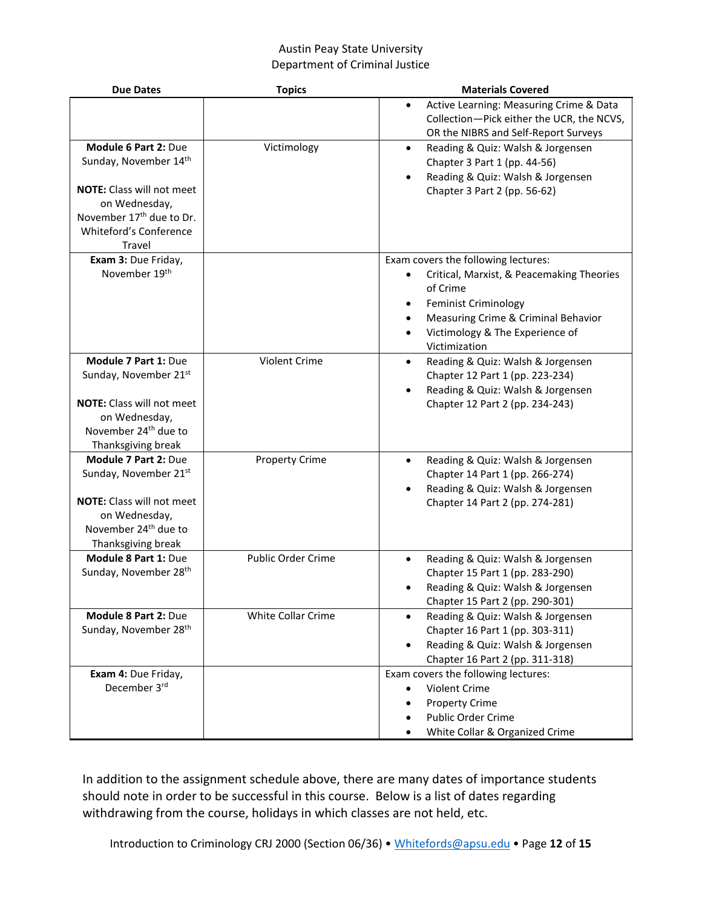Austin Peay State University
Department of Criminal Justice

| Due Dates | Topics | Materials Covered |
|---|---|---|
| | | • Active Learning: Measuring Crime & Data Collection—Pick either the UCR, the NCVS, OR the NIBRS and Self-Report Surveys |
| **Module 6 Part 2:** Due Sunday, November 14th<br><br>**NOTE:** Class will not meet on Wednesday, November 17th due to Dr. Whiteford's Conference Travel | Victimology | • Reading & Quiz: Walsh & Jorgensen Chapter 3 Part 1 (pp. 44-56)<br>• Reading & Quiz: Walsh & Jorgensen Chapter 3 Part 2 (pp. 56-62) |
| **Exam 3:** Due Friday, November 19th | | Exam covers the following lectures:<br>• Critical, Marxist, & Peacemaking Theories of Crime<br>• Feminist Criminology<br>• Measuring Crime & Criminal Behavior<br>• Victimology & The Experience of Victimization |
| **Module 7 Part 1:** Due Sunday, November 21st<br><br>**NOTE:** Class will not meet on Wednesday, November 24th due to Thanksgiving break | Violent Crime | • Reading & Quiz: Walsh & Jorgensen Chapter 12 Part 1 (pp. 223-234)<br>• Reading & Quiz: Walsh & Jorgensen Chapter 12 Part 2 (pp. 234-243) |
| **Module 7 Part 2:** Due Sunday, November 21st<br><br>**NOTE:** Class will not meet on Wednesday, November 24th due to Thanksgiving break | Property Crime | • Reading & Quiz: Walsh & Jorgensen Chapter 14 Part 1 (pp. 266-274)<br>• Reading & Quiz: Walsh & Jorgensen Chapter 14 Part 2 (pp. 274-281) |
| **Module 8 Part 1:** Due Sunday, November 28th | Public Order Crime | • Reading & Quiz: Walsh & Jorgensen Chapter 15 Part 1 (pp. 283-290)<br>• Reading & Quiz: Walsh & Jorgensen Chapter 15 Part 2 (pp. 290-301) |
| **Module 8 Part 2:** Due Sunday, November 28th | White Collar Crime | • Reading & Quiz: Walsh & Jorgensen Chapter 16 Part 1 (pp. 303-311)<br>• Reading & Quiz: Walsh & Jorgensen Chapter 16 Part 2 (pp. 311-318) |
| **Exam 4:** Due Friday, December 3rd | | Exam covers the following lectures:<br>• Violent Crime<br>• Property Crime<br>• Public Order Crime<br>• White Collar & Organized Crime |

In addition to the assignment schedule above, there are many dates of importance students should note in order to be successful in this course. Below is a list of dates regarding withdrawing from the course, holidays in which classes are not held, etc.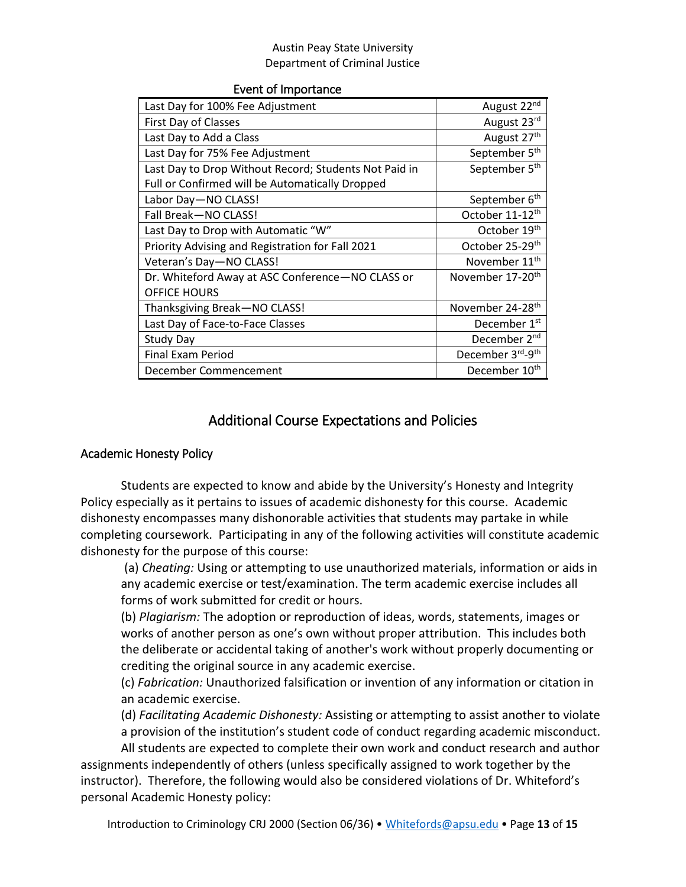Austin Peay State University
Department of Criminal Justice

Event of Importance

| Event | Date |
|---|---|
| Last Day for 100% Fee Adjustment | August 22nd |
| First Day of Classes | August 23rd |
| Last Day to Add a Class | August 27th |
| Last Day for 75% Fee Adjustment | September 5th |
| Last Day to Drop Without Record; Students Not Paid in Full or Confirmed will be Automatically Dropped | September 5th |
| Labor Day—NO CLASS! | September 6th |
| Fall Break—NO CLASS! | October 11-12th |
| Last Day to Drop with Automatic "W" | October 19th |
| Priority Advising and Registration for Fall 2021 | October 25-29th |
| Veteran's Day—NO CLASS! | November 11th |
| Dr. Whiteford Away at ASC Conference—NO CLASS or OFFICE HOURS | November 17-20th |
| Thanksgiving Break—NO CLASS! | November 24-28th |
| Last Day of Face-to-Face Classes | December 1st |
| Study Day | December 2nd |
| Final Exam Period | December 3rd-9th |
| December Commencement | December 10th |

## Additional Course Expectations and Policies

### Academic Honesty Policy

Students are expected to know and abide by the University's Honesty and Integrity Policy especially as it pertains to issues of academic dishonesty for this course. Academic dishonesty encompasses many dishonorable activities that students may partake in while completing coursework. Participating in any of the following activities will constitute academic dishonesty for the purpose of this course:

(a) *Cheating:* Using or attempting to use unauthorized materials, information or aids in any academic exercise or test/examination. The term academic exercise includes all forms of work submitted for credit or hours.

(b) *Plagiarism:* The adoption or reproduction of ideas, words, statements, images or works of another person as one's own without proper attribution. This includes both the deliberate or accidental taking of another's work without properly documenting or crediting the original source in any academic exercise.

(c) *Fabrication:* Unauthorized falsification or invention of any information or citation in an academic exercise.

(d) *Facilitating Academic Dishonesty:* Assisting or attempting to assist another to violate a provision of the institution's student code of conduct regarding academic misconduct.

All students are expected to complete their own work and conduct research and author assignments independently of others (unless specifically assigned to work together by the instructor). Therefore, the following would also be considered violations of Dr. Whiteford's personal Academic Honesty policy: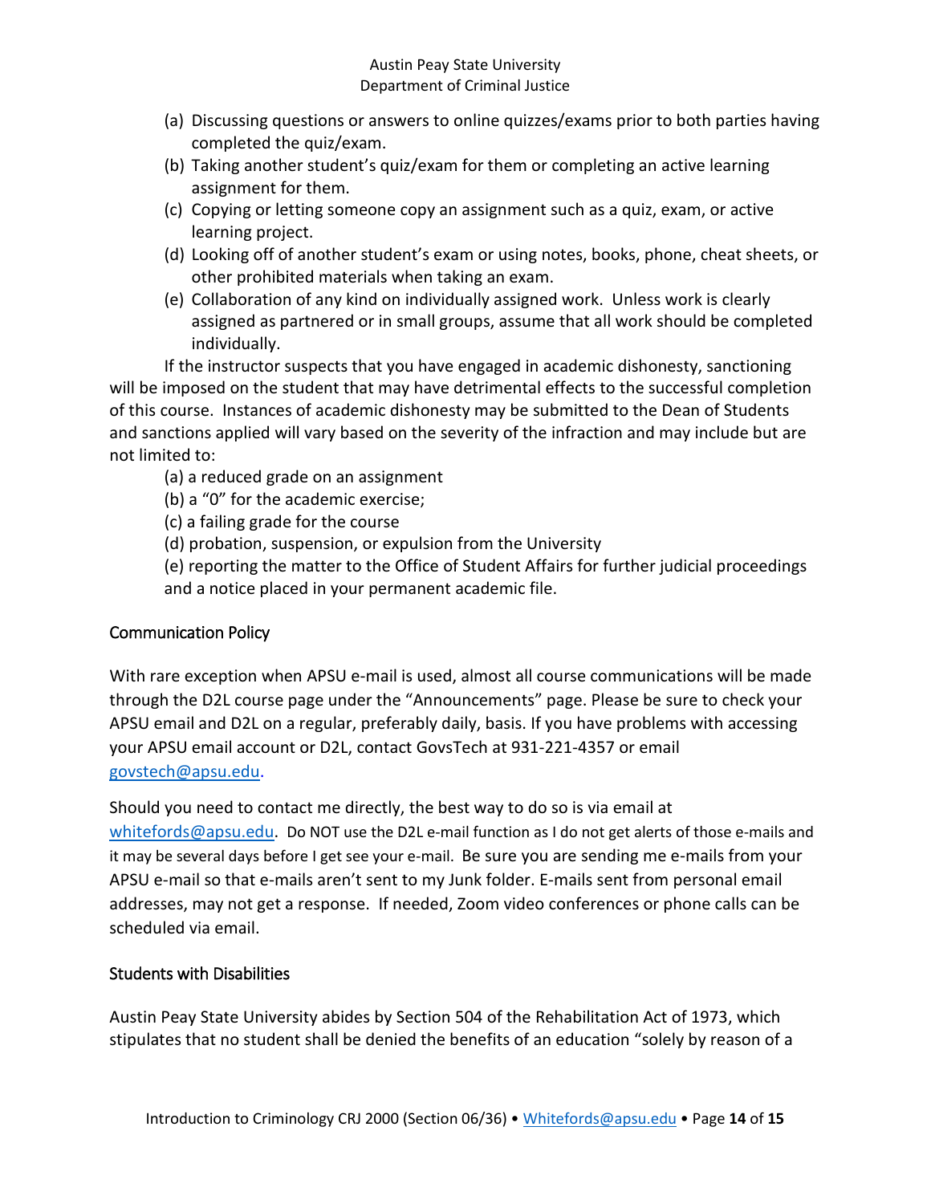(a) Discussing questions or answers to online quizzes/exams prior to both parties having completed the quiz/exam.
(b) Taking another student's quiz/exam for them or completing an active learning assignment for them.
(c) Copying or letting someone copy an assignment such as a quiz, exam, or active learning project.
(d) Looking off of another student's exam or using notes, books, phone, cheat sheets, or other prohibited materials when taking an exam.
(e) Collaboration of any kind on individually assigned work. Unless work is clearly assigned as partnered or in small groups, assume that all work should be completed individually.

If the instructor suspects that you have engaged in academic dishonesty, sanctioning will be imposed on the student that may have detrimental effects to the successful completion of this course. Instances of academic dishonesty may be submitted to the Dean of Students and sanctions applied will vary based on the severity of the infraction and may include but are not limited to:

(a) a reduced grade on an assignment
(b) a "0" for the academic exercise;
(c) a failing grade for the course
(d) probation, suspension, or expulsion from the University
(e) reporting the matter to the Office of Student Affairs for further judicial proceedings and a notice placed in your permanent academic file.

## Communication Policy

With rare exception when APSU e-mail is used, almost all course communications will be made through the D2L course page under the "Announcements" page. Please be sure to check your APSU email and D2L on a regular, preferably daily, basis. If you have problems with accessing your APSU email account or D2L, contact GovsTech at 931-221-4357 or email govstech@apsu.edu.

Should you need to contact me directly, the best way to do so is via email at whitefords@apsu.edu. Do NOT use the D2L e-mail function as I do not get alerts of those e-mails and it may be several days before I get see your e-mail. Be sure you are sending me e-mails from your APSU e-mail so that e-mails aren't sent to my Junk folder. E-mails sent from personal email addresses, may not get a response. If needed, Zoom video conferences or phone calls can be scheduled via email.

## Students with Disabilities

Austin Peay State University abides by Section 504 of the Rehabilitation Act of 1973, which stipulates that no student shall be denied the benefits of an education "solely by reason of a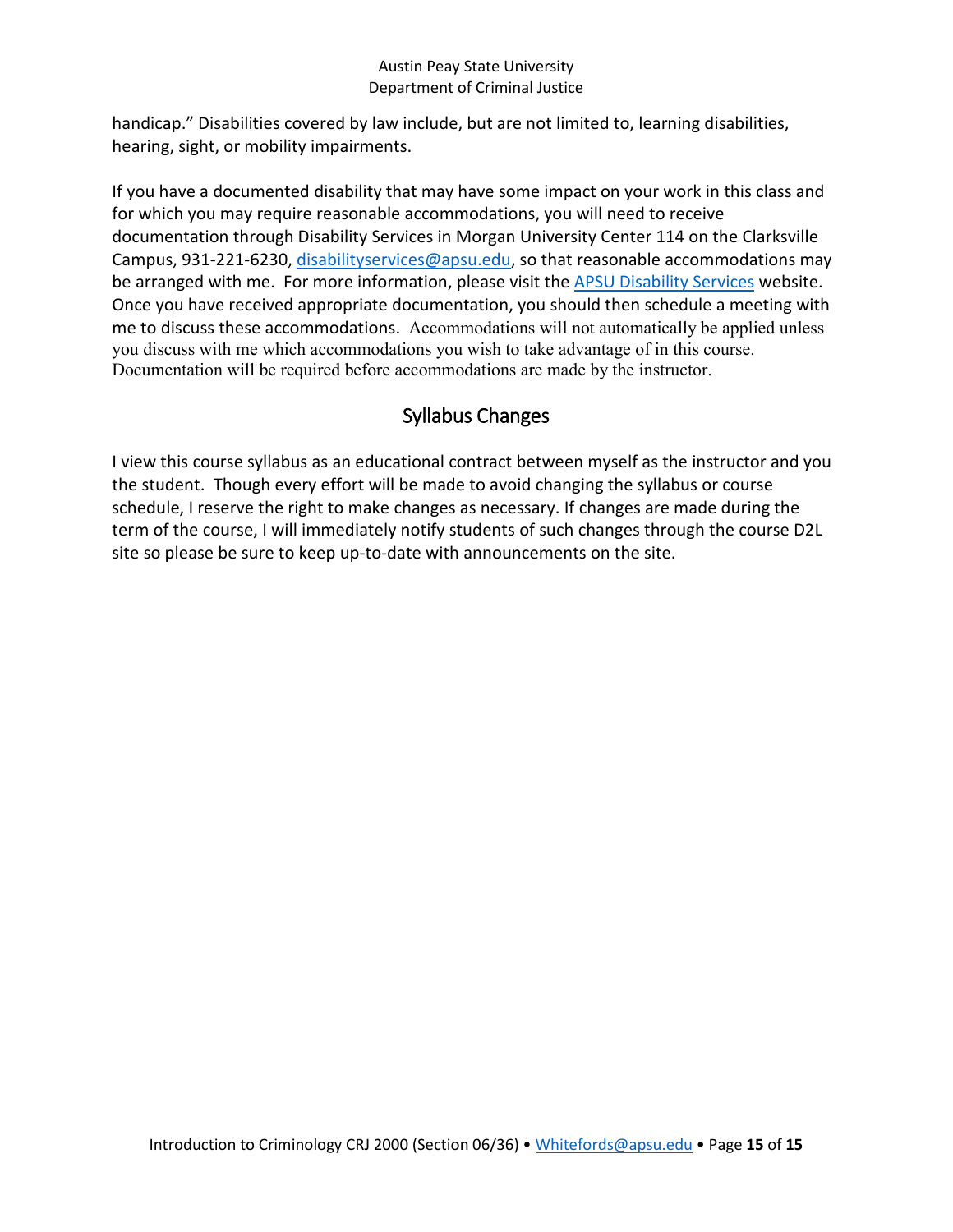handicap." Disabilities covered by law include, but are not limited to, learning disabilities, hearing, sight, or mobility impairments.

If you have a documented disability that may have some impact on your work in this class and for which you may require reasonable accommodations, you will need to receive documentation through Disability Services in Morgan University Center 114 on the Clarksville Campus, 931-221-6230, disabilityservices@apsu.edu, so that reasonable accommodations may be arranged with me. For more information, please visit the APSU Disability Services website. Once you have received appropriate documentation, you should then schedule a meeting with me to discuss these accommodations. Accommodations will not automatically be applied unless you discuss with me which accommodations you wish to take advantage of in this course. Documentation will be required before accommodations are made by the instructor.

## Syllabus Changes

I view this course syllabus as an educational contract between myself as the instructor and you the student. Though every effort will be made to avoid changing the syllabus or course schedule, I reserve the right to make changes as necessary. If changes are made during the term of the course, I will immediately notify students of such changes through the course D2L site so please be sure to keep up-to-date with announcements on the site.